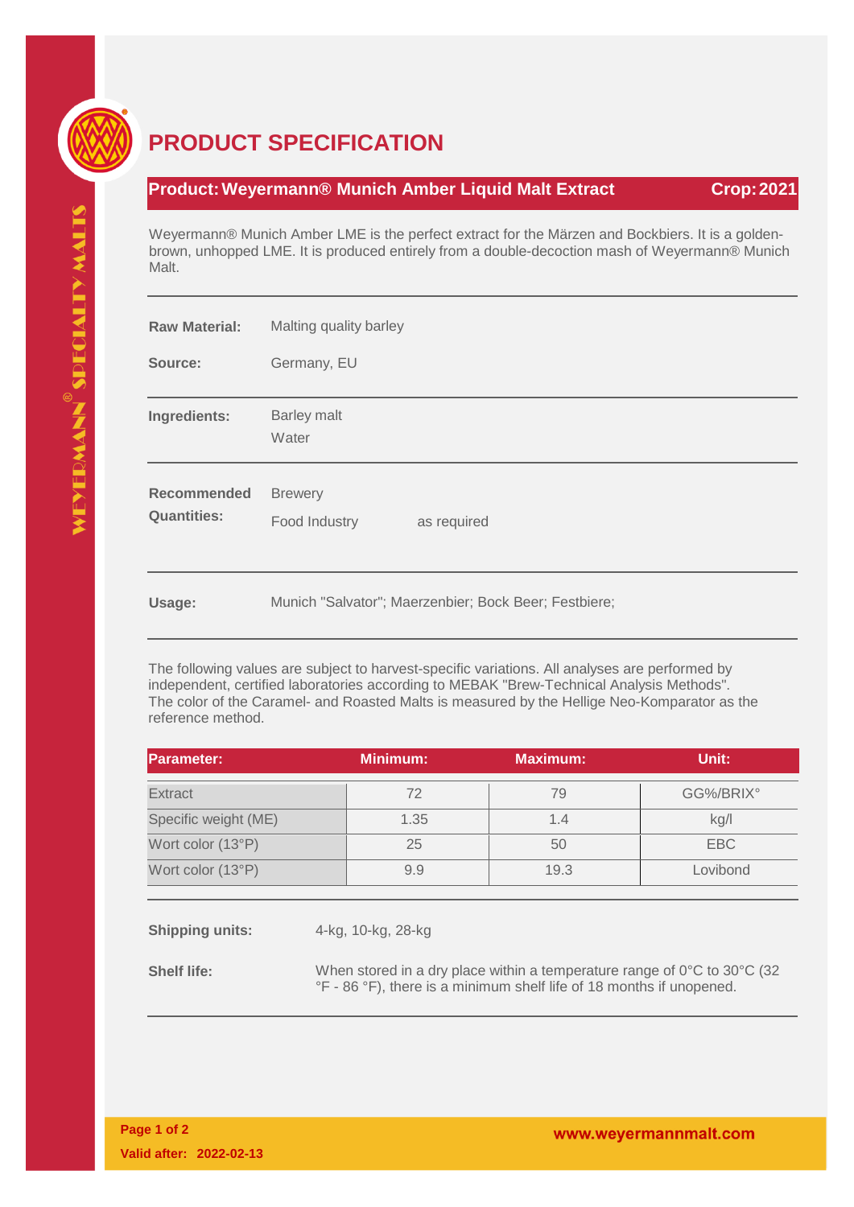# PRODUCT SPECIFICATION

**Product: Weyermann® Munich Amber Liquid Malt Extract** — **Crop: 2021**

Weyermann® Munich Amber LME is the perfect extract for the Märzen and Bockbiers. It is a golden-brown, unhopped LME. It is produced entirely from a double-decoction mash of Weyermann® Munich Malt.

**Raw Material:** Malting quality barley

**Source:** Germany, EU

**Ingredients:** Barley malt
Water

**Recommended Quantities:** Brewery
Food Industry as required

**Usage:** Munich "Salvator"; Maerzenbier; Bock Beer; Festbiere;

The following values are subject to harvest-specific variations. All analyses are performed by independent, certified laboratories according to MEBAK "Brew-Technical Analysis Methods". The color of the Caramel- and Roasted Malts is measured by the Hellige Neo-Komparator as the reference method.

| Parameter: | Minimum: | Maximum: | Unit: |
|---|---|---|---|
| Extract | 72 | 79 | GG%/BRIX° |
| Specific weight (ME) | 1.35 | 1.4 | kg/l |
| Wort color (13°P) | 25 | 50 | EBC |
| Wort color (13°P) | 9.9 | 19.3 | Lovibond |

**Shipping units:** 4-kg, 10-kg, 28-kg

**Shelf life:** When stored in a dry place within a temperature range of 0°C to 30°C (32 °F - 86 °F), there is a minimum shelf life of 18 months if unopened.

**Valid after: 2022-02-13**

**www.weyermannmalt.com**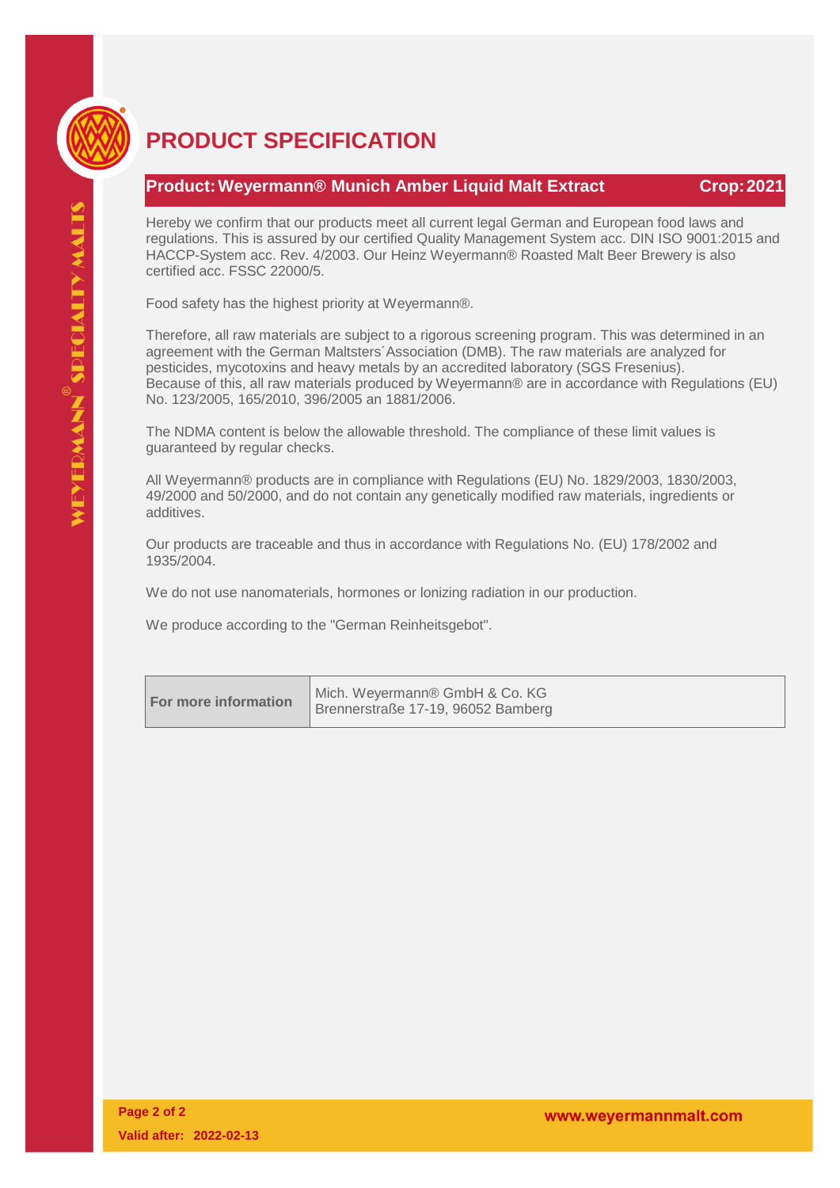# PRODUCT SPECIFICATION

**Product: Weyermann® Munich Amber Liquid Malt Extract** **Crop: 2021**

Hereby we confirm that our products meet all current legal German and European food laws and regulations. This is assured by our certified Quality Management System acc. DIN ISO 9001:2015 and HACCP-System acc. Rev. 4/2003. Our Heinz Weyermann® Roasted Malt Beer Brewery is also certified acc. FSSC 22000/5.

Food safety has the highest priority at Weyermann®.

Therefore, all raw materials are subject to a rigorous screening program. This was determined in an agreement with the German Maltsters´Association (DMB). The raw materials are analyzed for pesticides, mycotoxins and heavy metals by an accredited laboratory (SGS Fresenius). Because of this, all raw materials produced by Weyermann® are in accordance with Regulations (EU) No. 123/2005, 165/2010, 396/2005 an 1881/2006.

The NDMA content is below the allowable threshold. The compliance of these limit values is guaranteed by regular checks.

All Weyermann® products are in compliance with Regulations (EU) No. 1829/2003, 1830/2003, 49/2000 and 50/2000, and do not contain any genetically modified raw materials, ingredients or additives.

Our products are traceable and thus in accordance with Regulations No. (EU) 178/2002 and 1935/2004.

We do not use nanomaterials, hormones or Ionizing radiation in our production.

We produce according to the "German Reinheitsgebot".

| | |
|---|---|
| **For more information** | Mich. Weyermann® GmbH & Co. KG<br>Brennerstraße 17-19, 96052 Bamberg |

**Valid after: 2022-02-13**

**www.weyermannmalt.com**